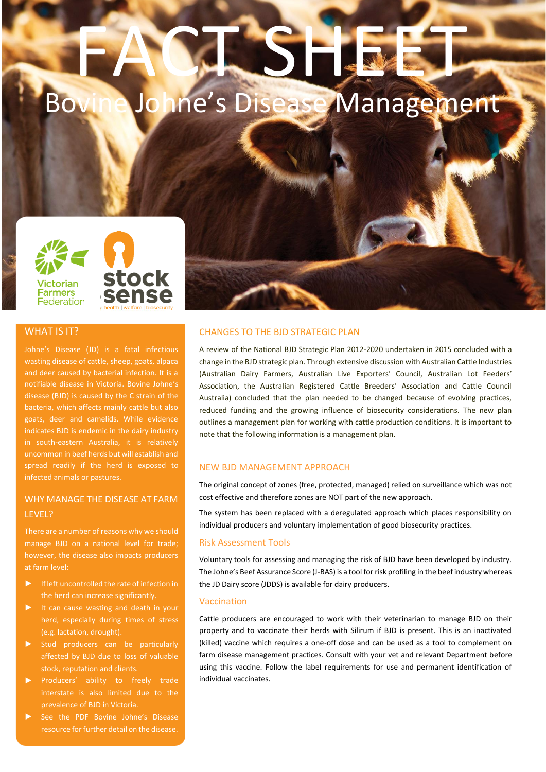# FACT SHEET

## Bovine Johne's Disease Management

Victorian Farmers Federation

stock sense
health | welfare | biosecurity

### WHAT IS IT?

Johne's Disease (JD) is a fatal infectious wasting disease of cattle, sheep, goats, alpaca and deer caused by bacterial infection. It is a notifiable disease in Victoria. Bovine Johne's disease (BJD) is caused by the C strain of the bacteria, which affects mainly cattle but also goats, deer and camelids. While evidence indicates BJD is endemic in the dairy industry in south-eastern Australia, it is relatively uncommon in beef herds but will establish and spread readily if the herd is exposed to infected animals or pastures.

### WHY MANAGE THE DISEASE AT FARM LEVEL?

There are a number of reasons why we should manage BJD on a national level for trade; however, the disease also impacts producers at farm level:

- If left uncontrolled the rate of infection in the herd can increase significantly.
- It can cause wasting and death in your herd, especially during times of stress (e.g. lactation, drought).
- Stud producers can be particularly affected by BJD due to loss of valuable stock, reputation and clients.
- Producers' ability to freely trade interstate is also limited due to the prevalence of BJD in Victoria.
- See the PDF Bovine Johne's Disease resource for further detail on the disease.

### CHANGES TO THE BJD STRATEGIC PLAN

A review of the National BJD Strategic Plan 2012-2020 undertaken in 2015 concluded with a change in the BJD strategic plan. Through extensive discussion with Australian Cattle Industries (Australian Dairy Farmers, Australian Live Exporters' Council, Australian Lot Feeders' Association, the Australian Registered Cattle Breeders' Association and Cattle Council Australia) concluded that the plan needed to be changed because of evolving practices, reduced funding and the growing influence of biosecurity considerations. The new plan outlines a management plan for working with cattle production conditions. It is important to note that the following information is a management plan.

### NEW BJD MANAGEMENT APPROACH

The original concept of zones (free, protected, managed) relied on surveillance which was not cost effective and therefore zones are NOT part of the new approach.

The system has been replaced with a deregulated approach which places responsibility on individual producers and voluntary implementation of good biosecurity practices.

#### Risk Assessment Tools

Voluntary tools for assessing and managing the risk of BJD have been developed by industry. The Johne's Beef Assurance Score (J-BAS) is a tool for risk profiling in the beef industry whereas the JD Dairy score (JDDS) is available for dairy producers.

#### Vaccination

Cattle producers are encouraged to work with their veterinarian to manage BJD on their property and to vaccinate their herds with Silirum if BJD is present. This is an inactivated (killed) vaccine which requires a one-off dose and can be used as a tool to complement on farm disease management practices. Consult with your vet and relevant Department before using this vaccine. Follow the label requirements for use and permanent identification of individual vaccinates.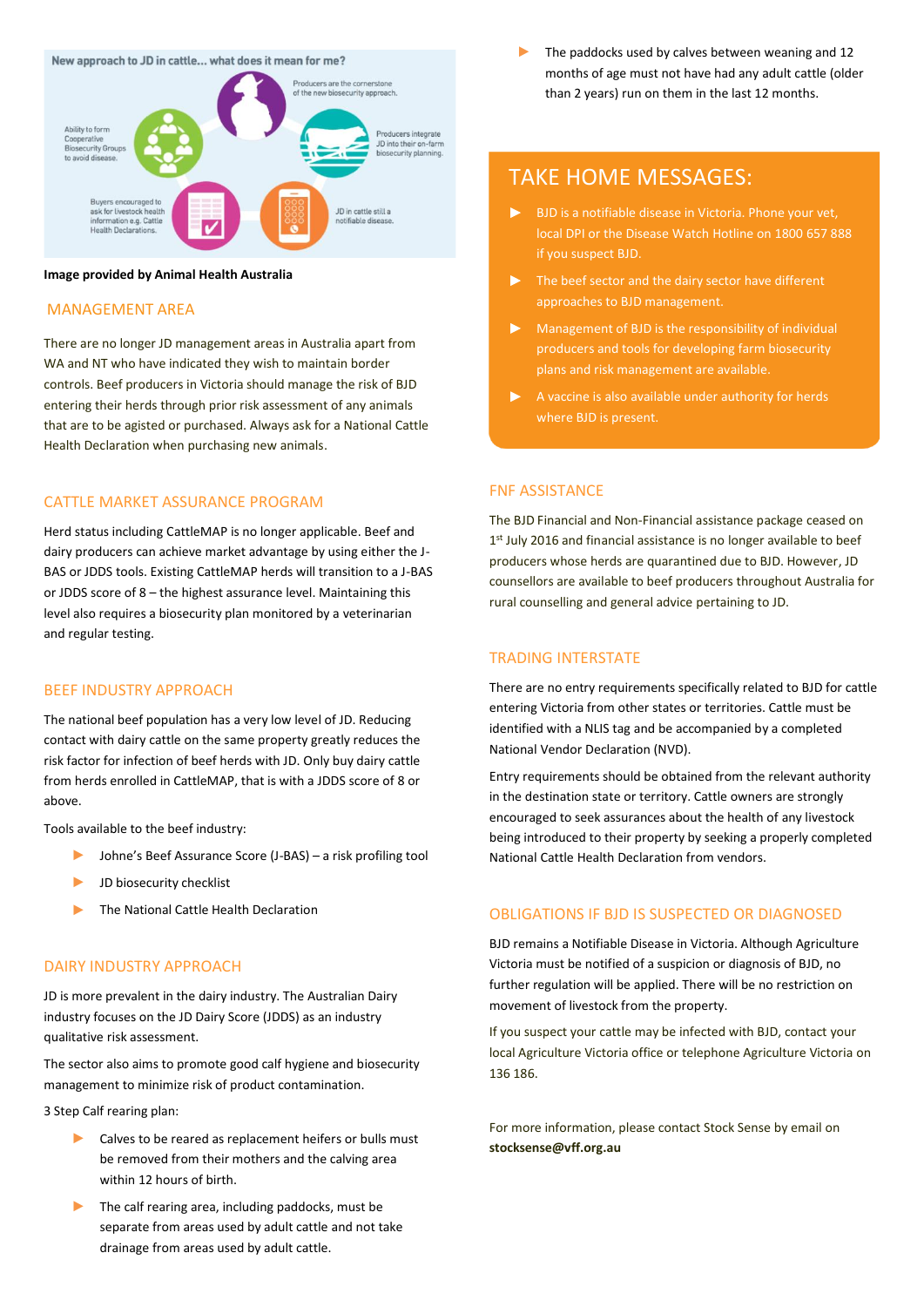**Image provided by Animal Health Australia**

## MANAGEMENT AREA

There are no longer JD management areas in Australia apart from WA and NT who have indicated they wish to maintain border controls. Beef producers in Victoria should manage the risk of BJD entering their herds through prior risk assessment of any animals that are to be agisted or purchased. Always ask for a National Cattle Health Declaration when purchasing new animals.

## CATTLE MARKET ASSURANCE PROGRAM

Herd status including CattleMAP is no longer applicable. Beef and dairy producers can achieve market advantage by using either the J-BAS or JDDS tools. Existing CattleMAP herds will transition to a J-BAS or JDDS score of 8 – the highest assurance level. Maintaining this level also requires a biosecurity plan monitored by a veterinarian and regular testing.

## BEEF INDUSTRY APPROACH

The national beef population has a very low level of JD. Reducing contact with dairy cattle on the same property greatly reduces the risk factor for infection of beef herds with JD. Only buy dairy cattle from herds enrolled in CattleMAP, that is with a JDDS score of 8 or above.

Tools available to the beef industry:

- Johne's Beef Assurance Score (J-BAS) – a risk profiling tool
- JD biosecurity checklist
- The National Cattle Health Declaration

## DAIRY INDUSTRY APPROACH

JD is more prevalent in the dairy industry. The Australian Dairy industry focuses on the JD Dairy Score (JDDS) as an industry qualitative risk assessment.

The sector also aims to promote good calf hygiene and biosecurity management to minimize risk of product contamination.

3 Step Calf rearing plan:

- Calves to be reared as replacement heifers or bulls must be removed from their mothers and the calving area within 12 hours of birth.
- The calf rearing area, including paddocks, must be separate from areas used by adult cattle and not take drainage from areas used by adult cattle.
- The paddocks used by calves between weaning and 12 months of age must not have had any adult cattle (older than 2 years) run on them in the last 12 months.

## TAKE HOME MESSAGES:

- BJD is a notifiable disease in Victoria. Phone your vet, local DPI or the Disease Watch Hotline on 1800 657 888 if you suspect BJD.
- The beef sector and the dairy sector have different approaches to BJD management.
- Management of BJD is the responsibility of individual producers and tools for developing farm biosecurity plans and risk management are available.
- A vaccine is also available under authority for herds where BJD is present.

## FNF ASSISTANCE

The BJD Financial and Non-Financial assistance package ceased on 1st July 2016 and financial assistance is no longer available to beef producers whose herds are quarantined due to BJD. However, JD counsellors are available to beef producers throughout Australia for rural counselling and general advice pertaining to JD.

## TRADING INTERSTATE

There are no entry requirements specifically related to BJD for cattle entering Victoria from other states or territories. Cattle must be identified with a NLIS tag and be accompanied by a completed National Vendor Declaration (NVD).

Entry requirements should be obtained from the relevant authority in the destination state or territory. Cattle owners are strongly encouraged to seek assurances about the health of any livestock being introduced to their property by seeking a properly completed National Cattle Health Declaration from vendors.

## OBLIGATIONS IF BJD IS SUSPECTED OR DIAGNOSED

BJD remains a Notifiable Disease in Victoria. Although Agriculture Victoria must be notified of a suspicion or diagnosis of BJD, no further regulation will be applied. There will be no restriction on movement of livestock from the property.

If you suspect your cattle may be infected with BJD, contact your local Agriculture Victoria office or telephone Agriculture Victoria on 136 186.

For more information, please contact Stock Sense by email on **stocksense@vff.org.au**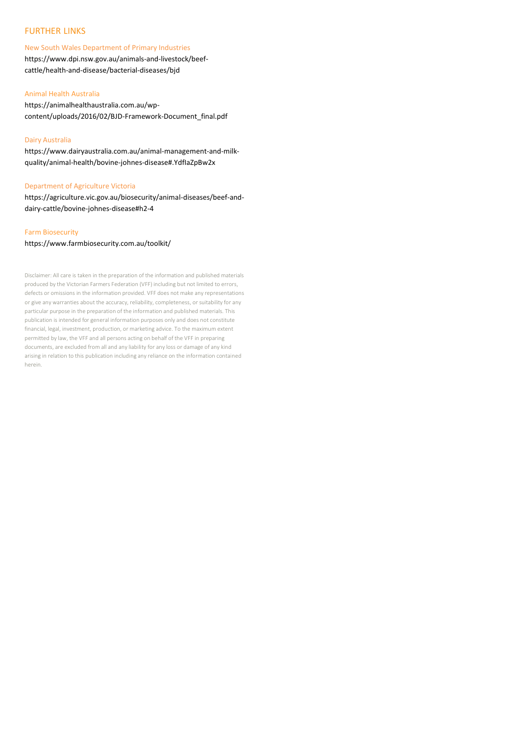## FURTHER LINKS

**New South Wales Department of Primary Industries**

https://www.dpi.nsw.gov.au/animals-and-livestock/beef-cattle/health-and-disease/bacterial-diseases/bjd

**Animal Health Australia**

https://animalhealthaustralia.com.au/wp-content/uploads/2016/02/BJD-Framework-Document_final.pdf

**Dairy Australia**

https://www.dairyaustralia.com.au/animal-management-and-milk-quality/animal-health/bovine-johnes-disease#.YdfIaZpBw2x

**Department of Agriculture Victoria**

https://agriculture.vic.gov.au/biosecurity/animal-diseases/beef-and-dairy-cattle/bovine-johnes-disease#h2-4

**Farm Biosecurity**

https://www.farmbiosecurity.com.au/toolkit/

Disclaimer: All care is taken in the preparation of the information and published materials produced by the Victorian Farmers Federation (VFF) including but not limited to errors, defects or omissions in the information provided. VFF does not make any representations or give any warranties about the accuracy, reliability, completeness, or suitability for any particular purpose in the preparation of the information and published materials. This publication is intended for general information purposes only and does not constitute financial, legal, investment, production, or marketing advice. To the maximum extent permitted by law, the VFF and all persons acting on behalf of the VFF in preparing documents, are excluded from all and any liability for any loss or damage of any kind arising in relation to this publication including any reliance on the information contained herein.